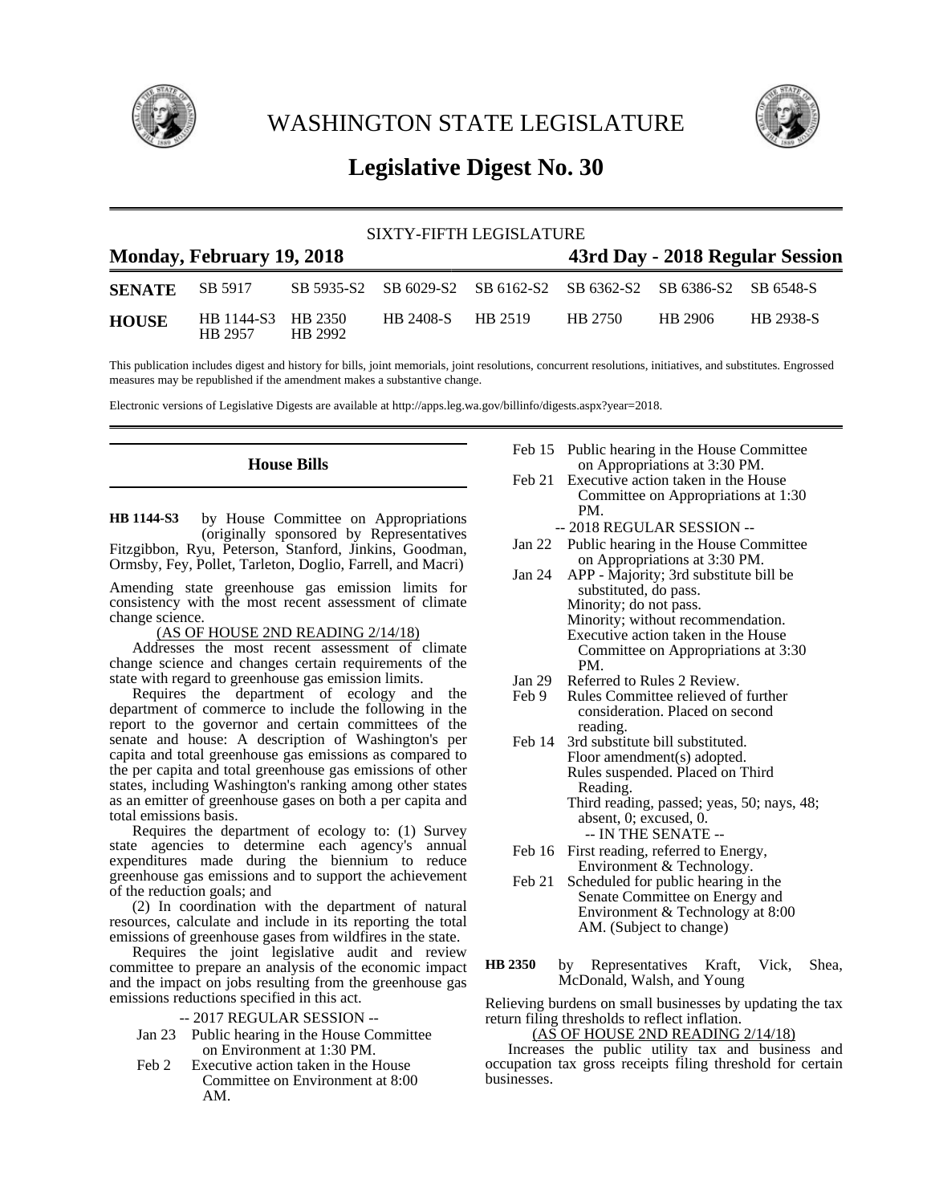# WASHINGTON STATE LEGISLATURE

## Legislative Digest No. 30

SIXTY-FIFTH LEGISLATURE

**Monday, February 19, 2018** | **43rd Day - 2018 Regular Session**

| | | | | | | | |
|---|---|---|---|---|---|---|---|
| **SENATE** | SB 5917 | SB 5935-S2 | SB 6029-S2 | SB 6162-S2 | SB 6362-S2 | SB 6386-S2 | SB 6548-S |
| **HOUSE** | HB 1144-S3 HB 2957 | HB 2350 HB 2992 | HB 2408-S | HB 2519 | HB 2750 | HB 2906 | HB 2938-S |

This publication includes digest and history for bills, joint memorials, joint resolutions, concurrent resolutions, initiatives, and substitutes. Engrossed measures may be republished if the amendment makes a substantive change.

Electronic versions of Legislative Digests are available at http://apps.leg.wa.gov/billinfo/digests.aspx?year=2018.

### House Bills

**HB 1144-S3** by House Committee on Appropriations (originally sponsored by Representatives Fitzgibbon, Ryu, Peterson, Stanford, Jinkins, Goodman, Ormsby, Fey, Pollet, Tarleton, Doglio, Farrell, and Macri)

Amending state greenhouse gas emission limits for consistency with the most recent assessment of climate change science.

(AS OF HOUSE 2ND READING 2/14/18)

Addresses the most recent assessment of climate change science and changes certain requirements of the state with regard to greenhouse gas emission limits.

Requires the department of ecology and the department of commerce to include the following in the report to the governor and certain committees of the senate and house: A description of Washington's per capita and total greenhouse gas emissions as compared to the per capita and total greenhouse gas emissions of other states, including Washington's ranking among other states as an emitter of greenhouse gases on both a per capita and total emissions basis.

Requires the department of ecology to: (1) Survey state agencies to determine each agency's annual expenditures made during the biennium to reduce greenhouse gas emissions and to support the achievement of the reduction goals; and

(2) In coordination with the department of natural resources, calculate and include in its reporting the total emissions of greenhouse gases from wildfires in the state.

Requires the joint legislative audit and review committee to prepare an analysis of the economic impact and the impact on jobs resulting from the greenhouse gas emissions reductions specified in this act.

-- 2017 REGULAR SESSION --

Jan 23 Public hearing in the House Committee on Environment at 1:30 PM.

Feb 2 Executive action taken in the House Committee on Environment at 8:00 AM.

Feb 15 Public hearing in the House Committee on Appropriations at 3:30 PM.

Feb 21 Executive action taken in the House Committee on Appropriations at 1:30 PM.

-- 2018 REGULAR SESSION --

Jan 22 Public hearing in the House Committee on Appropriations at 3:30 PM.

Jan 24 APP - Majority; 3rd substitute bill be substituted, do pass.
Minority; do not pass.
Minority; without recommendation.
Executive action taken in the House Committee on Appropriations at 3:30 PM.

Jan 29 Referred to Rules 2 Review.

Feb 9 Rules Committee relieved of further consideration. Placed on second reading.

Feb 14 3rd substitute bill substituted.
Floor amendment(s) adopted.
Rules suspended. Placed on Third Reading.
Third reading, passed; yeas, 50; nays, 48; absent, 0; excused, 0.

-- IN THE SENATE --

Feb 16 First reading, referred to Energy, Environment & Technology.

Feb 21 Scheduled for public hearing in the Senate Committee on Energy and Environment & Technology at 8:00 AM. (Subject to change)

**HB 2350** by Representatives Kraft, Vick, Shea, McDonald, Walsh, and Young

Relieving burdens on small businesses by updating the tax return filing thresholds to reflect inflation.

(AS OF HOUSE 2ND READING 2/14/18)

Increases the public utility tax and business and occupation tax gross receipts filing threshold for certain businesses.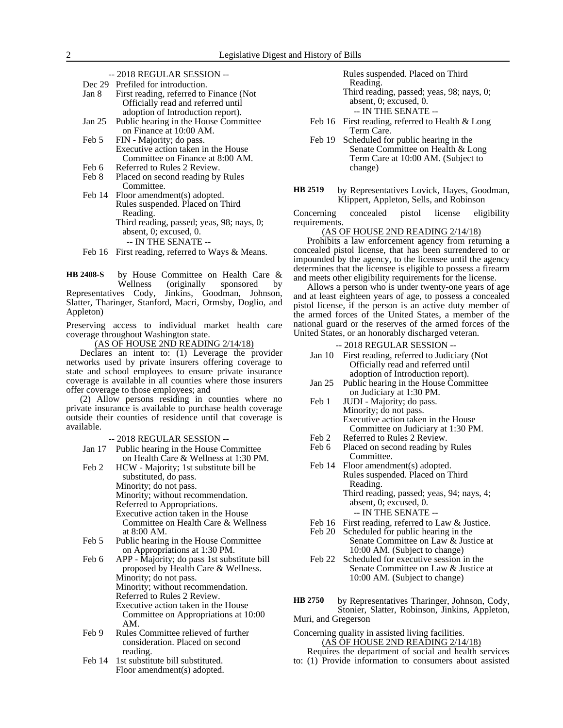-- 2018 REGULAR SESSION --

Dec 29 Prefiled for introduction.

Jan 8 First reading, referred to Finance (Not Officially read and referred until adoption of Introduction report).

Jan 25 Public hearing in the House Committee on Finance at 10:00 AM.

Feb 5 FIN - Majority; do pass.
Executive action taken in the House Committee on Finance at 8:00 AM.

Feb 6 Referred to Rules 2 Review.

Feb 8 Placed on second reading by Rules Committee.

Feb 14 Floor amendment(s) adopted.
Rules suspended. Placed on Third Reading.
Third reading, passed; yeas, 98; nays, 0; absent, 0; excused, 0.

-- IN THE SENATE --

Feb 16 First reading, referred to Ways & Means.

**HB 2408-S** by House Committee on Health Care & Wellness (originally sponsored by Representatives Cody, Jinkins, Goodman, Johnson, Slatter, Tharinger, Stanford, Macri, Ormsby, Doglio, and Appleton)

Preserving access to individual market health care coverage throughout Washington state.

(AS OF HOUSE 2ND READING 2/14/18)

Declares an intent to: (1) Leverage the provider networks used by private insurers offering coverage to state and school employees to ensure private insurance coverage is available in all counties where those insurers offer coverage to those employees; and

(2) Allow persons residing in counties where no private insurance is available to purchase health coverage outside their counties of residence until that coverage is available.

-- 2018 REGULAR SESSION --

Jan 17 Public hearing in the House Committee on Health Care & Wellness at 1:30 PM.

Feb 2 HCW - Majority; 1st substitute bill be substituted, do pass.
Minority; do not pass.
Minority; without recommendation.
Referred to Appropriations.
Executive action taken in the House Committee on Health Care & Wellness at 8:00 AM.

Feb 5 Public hearing in the House Committee on Appropriations at 1:30 PM.

Feb 6 APP - Majority; do pass 1st substitute bill proposed by Health Care & Wellness.
Minority; do not pass.
Minority; without recommendation.
Referred to Rules 2 Review.
Executive action taken in the House Committee on Appropriations at 10:00 AM.

Feb 9 Rules Committee relieved of further consideration. Placed on second reading.

Feb 14 1st substitute bill substituted.
Floor amendment(s) adopted.
Rules suspended. Placed on Third Reading.
Third reading, passed; yeas, 98; nays, 0; absent, 0; excused, 0.

-- IN THE SENATE --

Feb 16 First reading, referred to Health & Long Term Care.

Feb 19 Scheduled for public hearing in the Senate Committee on Health & Long Term Care at 10:00 AM. (Subject to change)

**HB 2519** by Representatives Lovick, Hayes, Goodman, Klippert, Appleton, Sells, and Robinson

Concerning concealed pistol license eligibility requirements.

(AS OF HOUSE 2ND READING 2/14/18)

Prohibits a law enforcement agency from returning a concealed pistol license, that has been surrendered to or impounded by the agency, to the licensee until the agency determines that the licensee is eligible to possess a firearm and meets other eligibility requirements for the license.

Allows a person who is under twenty-one years of age and at least eighteen years of age, to possess a concealed pistol license, if the person is an active duty member of the armed forces of the United States, a member of the national guard or the reserves of the armed forces of the United States, or an honorably discharged veteran.

-- 2018 REGULAR SESSION --

Jan 10 First reading, referred to Judiciary (Not Officially read and referred until adoption of Introduction report).

Jan 25 Public hearing in the House Committee on Judiciary at 1:30 PM.

Feb 1 JUDI - Majority; do pass.
Minority; do not pass.
Executive action taken in the House Committee on Judiciary at 1:30 PM.

Feb 2 Referred to Rules 2 Review.

Feb 6 Placed on second reading by Rules Committee.

Feb 14 Floor amendment(s) adopted.
Rules suspended. Placed on Third Reading.
Third reading, passed; yeas, 94; nays, 4; absent, 0; excused, 0.

-- IN THE SENATE --

Feb 16 First reading, referred to Law & Justice.

Feb 20 Scheduled for public hearing in the Senate Committee on Law & Justice at 10:00 AM. (Subject to change)

Feb 22 Scheduled for executive session in the Senate Committee on Law & Justice at 10:00 AM. (Subject to change)

**HB 2750** by Representatives Tharinger, Johnson, Cody, Stonier, Slatter, Robinson, Jinkins, Appleton, Muri, and Gregerson

Concerning quality in assisted living facilities.

(AS OF HOUSE 2ND READING 2/14/18)

Requires the department of social and health services to: (1) Provide information to consumers about assisted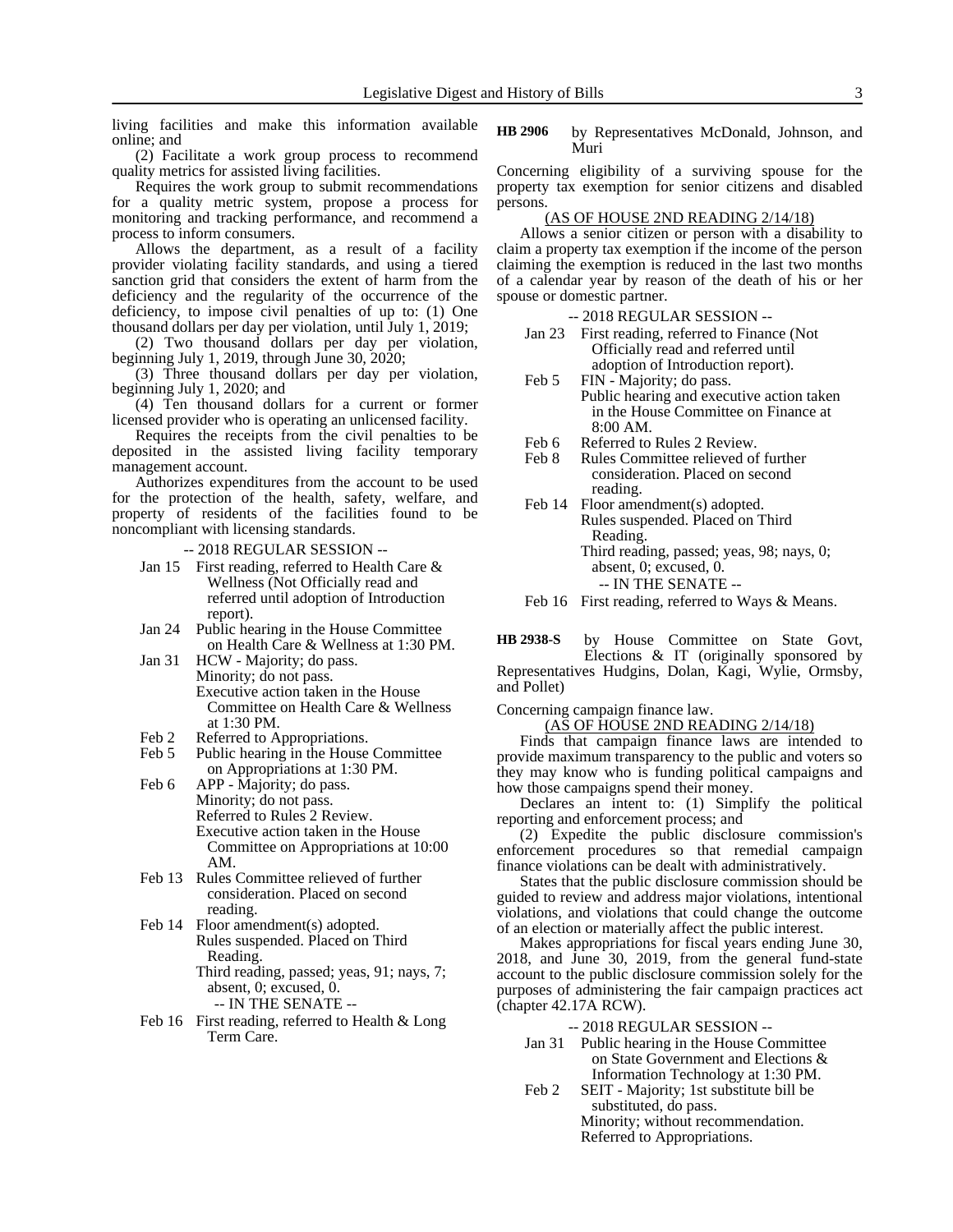living facilities and make this information available online; and

(2) Facilitate a work group process to recommend quality metrics for assisted living facilities.

Requires the work group to submit recommendations for a quality metric system, propose a process for monitoring and tracking performance, and recommend a process to inform consumers.

Allows the department, as a result of a facility provider violating facility standards, and using a tiered sanction grid that considers the extent of harm from the deficiency and the regularity of the occurrence of the deficiency, to impose civil penalties of up to: (1) One thousand dollars per day per violation, until July 1, 2019;

(2) Two thousand dollars per day per violation, beginning July 1, 2019, through June 30, 2020;

(3) Three thousand dollars per day per violation, beginning July 1, 2020; and

(4) Ten thousand dollars for a current or former licensed provider who is operating an unlicensed facility.

Requires the receipts from the civil penalties to be deposited in the assisted living facility temporary management account.

Authorizes expenditures from the account to be used for the protection of the health, safety, welfare, and property of residents of the facilities found to be noncompliant with licensing standards.

-- 2018 REGULAR SESSION --

Jan 15 First reading, referred to Health Care & Wellness (Not Officially read and referred until adoption of Introduction report).

Jan 24 Public hearing in the House Committee on Health Care & Wellness at 1:30 PM.

Jan 31 HCW - Majority; do pass.
Minority; do not pass.
Executive action taken in the House Committee on Health Care & Wellness at 1:30 PM.

Feb 2 Referred to Appropriations.

Feb 5 Public hearing in the House Committee on Appropriations at 1:30 PM.

Feb 6 APP - Majority; do pass.
Minority; do not pass.
Referred to Rules 2 Review.
Executive action taken in the House Committee on Appropriations at 10:00 AM.

Feb 13 Rules Committee relieved of further consideration. Placed on second reading.

Feb 14 Floor amendment(s) adopted.
Rules suspended. Placed on Third Reading.
Third reading, passed; yeas, 91; nays, 7; absent, 0; excused, 0.

-- IN THE SENATE --

Feb 16 First reading, referred to Health & Long Term Care.

**HB 2906** by Representatives McDonald, Johnson, and Muri

Concerning eligibility of a surviving spouse for the property tax exemption for senior citizens and disabled persons.

(AS OF HOUSE 2ND READING 2/14/18)

Allows a senior citizen or person with a disability to claim a property tax exemption if the income of the person claiming the exemption is reduced in the last two months of a calendar year by reason of the death of his or her spouse or domestic partner.

-- 2018 REGULAR SESSION --

Jan 23 First reading, referred to Finance (Not Officially read and referred until adoption of Introduction report).

Feb 5 FIN - Majority; do pass.
Public hearing and executive action taken in the House Committee on Finance at 8:00 AM.

Feb 6 Referred to Rules 2 Review.

Feb 8 Rules Committee relieved of further consideration. Placed on second reading.

Feb 14 Floor amendment(s) adopted.
Rules suspended. Placed on Third Reading.
Third reading, passed; yeas, 98; nays, 0; absent, 0; excused, 0.

-- IN THE SENATE --

Feb 16 First reading, referred to Ways & Means.

**HB 2938-S** by House Committee on State Govt, Elections & IT (originally sponsored by Representatives Hudgins, Dolan, Kagi, Wylie, Ormsby, and Pollet)

Concerning campaign finance law.

(AS OF HOUSE 2ND READING 2/14/18)

Finds that campaign finance laws are intended to provide maximum transparency to the public and voters so they may know who is funding political campaigns and how those campaigns spend their money.

Declares an intent to: (1) Simplify the political reporting and enforcement process; and

(2) Expedite the public disclosure commission's enforcement procedures so that remedial campaign finance violations can be dealt with administratively.

States that the public disclosure commission should be guided to review and address major violations, intentional violations, and violations that could change the outcome of an election or materially affect the public interest.

Makes appropriations for fiscal years ending June 30, 2018, and June 30, 2019, from the general fund-state account to the public disclosure commission solely for the purposes of administering the fair campaign practices act (chapter 42.17A RCW).

-- 2018 REGULAR SESSION --

Jan 31 Public hearing in the House Committee on State Government and Elections & Information Technology at 1:30 PM.

Feb 2 SEIT - Majority; 1st substitute bill be substituted, do pass.
Minority; without recommendation.
Referred to Appropriations.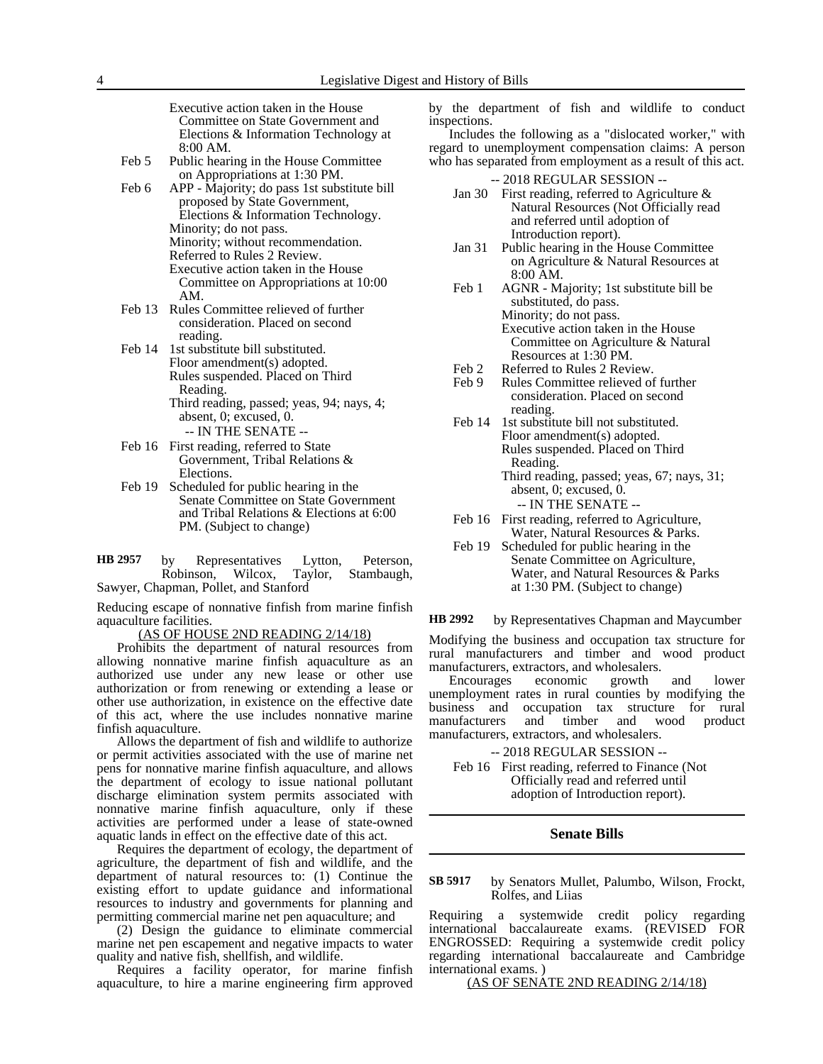Executive action taken in the House Committee on State Government and Elections & Information Technology at 8:00 AM.

Feb 5 Public hearing in the House Committee on Appropriations at 1:30 PM.

Feb 6 APP - Majority; do pass 1st substitute bill proposed by State Government, Elections & Information Technology.
Minority; do not pass.
Minority; without recommendation.
Referred to Rules 2 Review.
Executive action taken in the House Committee on Appropriations at 10:00 AM.

Feb 13 Rules Committee relieved of further consideration. Placed on second reading.

Feb 14 1st substitute bill substituted.
Floor amendment(s) adopted.
Rules suspended. Placed on Third Reading.
Third reading, passed; yeas, 94; nays, 4; absent, 0; excused, 0.

-- IN THE SENATE --

Feb 16 First reading, referred to State Government, Tribal Relations & Elections.

Feb 19 Scheduled for public hearing in the Senate Committee on State Government and Tribal Relations & Elections at 6:00 PM. (Subject to change)

**HB 2957** by Representatives Lytton, Peterson, Robinson, Wilcox, Taylor, Stambaugh, Sawyer, Chapman, Pollet, and Stanford

Reducing escape of nonnative finfish from marine finfish aquaculture facilities.

(AS OF HOUSE 2ND READING 2/14/18)

Prohibits the department of natural resources from allowing nonnative marine finfish aquaculture as an authorized use under any new lease or other use authorization or from renewing or extending a lease or other use authorization, in existence on the effective date of this act, where the use includes nonnative marine finfish aquaculture.

Allows the department of fish and wildlife to authorize or permit activities associated with the use of marine net pens for nonnative marine finfish aquaculture, and allows the department of ecology to issue national pollutant discharge elimination system permits associated with nonnative marine finfish aquaculture, only if these activities are performed under a lease of state-owned aquatic lands in effect on the effective date of this act.

Requires the department of ecology, the department of agriculture, the department of fish and wildlife, and the department of natural resources to: (1) Continue the existing effort to update guidance and informational resources to industry and governments for planning and permitting commercial marine net pen aquaculture; and

(2) Design the guidance to eliminate commercial marine net pen escapement and negative impacts to water quality and native fish, shellfish, and wildlife.

Requires a facility operator, for marine finfish aquaculture, to hire a marine engineering firm approved by the department of fish and wildlife to conduct inspections.

Includes the following as a "dislocated worker," with regard to unemployment compensation claims: A person who has separated from employment as a result of this act.

-- 2018 REGULAR SESSION --

Jan 30 First reading, referred to Agriculture & Natural Resources (Not Officially read and referred until adoption of Introduction report).

Jan 31 Public hearing in the House Committee on Agriculture & Natural Resources at 8:00 AM.

Feb 1 AGNR - Majority; 1st substitute bill be substituted, do pass.
Minority; do not pass.
Executive action taken in the House Committee on Agriculture & Natural Resources at 1:30 PM.

Feb 2 Referred to Rules 2 Review.

Feb 9 Rules Committee relieved of further consideration. Placed on second reading.

Feb 14 1st substitute bill not substituted.
Floor amendment(s) adopted.
Rules suspended. Placed on Third Reading.
Third reading, passed; yeas, 67; nays, 31; absent, 0; excused, 0.

-- IN THE SENATE --

Feb 16 First reading, referred to Agriculture, Water, Natural Resources & Parks.

Feb 19 Scheduled for public hearing in the Senate Committee on Agriculture, Water, and Natural Resources & Parks at 1:30 PM. (Subject to change)

**HB 2992** by Representatives Chapman and Maycumber

Modifying the business and occupation tax structure for rural manufacturers and timber and wood product manufacturers, extractors, and wholesalers.

Encourages economic growth and lower unemployment rates in rural counties by modifying the business and occupation tax structure for rural manufacturers and timber and wood product manufacturers, extractors, and wholesalers.

-- 2018 REGULAR SESSION --

Feb 16 First reading, referred to Finance (Not Officially read and referred until adoption of Introduction report).

## Senate Bills

**SB 5917** by Senators Mullet, Palumbo, Wilson, Frockt, Rolfes, and Liias

Requiring a systemwide credit policy regarding international baccalaureate exams. (REVISED FOR ENGROSSED: Requiring a systemwide credit policy regarding international baccalaureate and Cambridge international exams. )

(AS OF SENATE 2ND READING 2/14/18)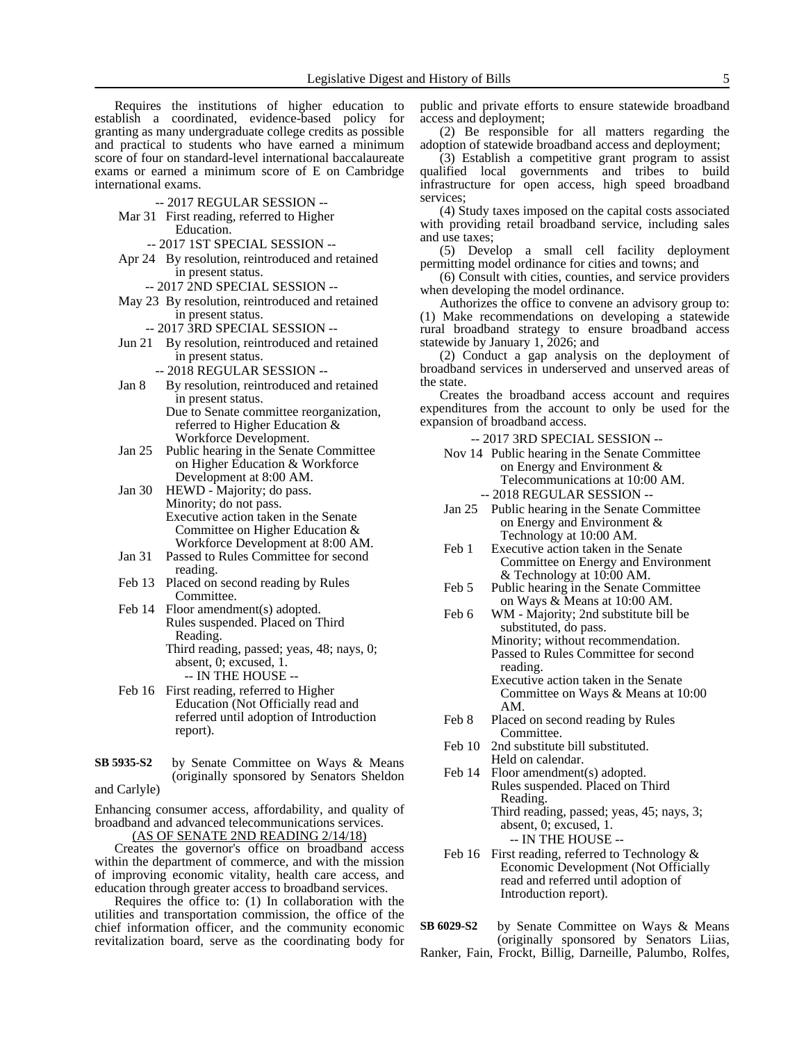Requires the institutions of higher education to establish a coordinated, evidence-based policy for granting as many undergraduate college credits as possible and practical to students who have earned a minimum score of four on standard-level international baccalaureate exams or earned a minimum score of E on Cambridge international exams.

-- 2017 REGULAR SESSION --

Mar 31 First reading, referred to Higher Education.

-- 2017 1ST SPECIAL SESSION --

Apr 24 By resolution, reintroduced and retained in present status.

-- 2017 2ND SPECIAL SESSION --

May 23 By resolution, reintroduced and retained in present status.

-- 2017 3RD SPECIAL SESSION --

Jun 21 By resolution, reintroduced and retained in present status.

-- 2018 REGULAR SESSION --

Jan 8 By resolution, reintroduced and retained in present status.
Due to Senate committee reorganization, referred to Higher Education & Workforce Development.

Jan 25 Public hearing in the Senate Committee on Higher Education & Workforce Development at 8:00 AM.

Jan 30 HEWD - Majority; do pass.
Minority; do not pass.
Executive action taken in the Senate Committee on Higher Education & Workforce Development at 8:00 AM.

Jan 31 Passed to Rules Committee for second reading.

Feb 13 Placed on second reading by Rules Committee.

Feb 14 Floor amendment(s) adopted.
Rules suspended. Placed on Third Reading.
Third reading, passed; yeas, 48; nays, 0; absent, 0; excused, 1.

-- IN THE HOUSE --

Feb 16 First reading, referred to Higher Education (Not Officially read and referred until adoption of Introduction report).

**SB 5935-S2** by Senate Committee on Ways & Means (originally sponsored by Senators Sheldon and Carlyle)

Enhancing consumer access, affordability, and quality of broadband and advanced telecommunications services.

(AS OF SENATE 2ND READING 2/14/18)

Creates the governor's office on broadband access within the department of commerce, and with the mission of improving economic vitality, health care access, and education through greater access to broadband services.

Requires the office to: (1) In collaboration with the utilities and transportation commission, the office of the chief information officer, and the community economic revitalization board, serve as the coordinating body for public and private efforts to ensure statewide broadband access and deployment;

(2) Be responsible for all matters regarding the adoption of statewide broadband access and deployment;

(3) Establish a competitive grant program to assist qualified local governments and tribes to build infrastructure for open access, high speed broadband services;

(4) Study taxes imposed on the capital costs associated with providing retail broadband service, including sales and use taxes;

(5) Develop a small cell facility deployment permitting model ordinance for cities and towns; and

(6) Consult with cities, counties, and service providers when developing the model ordinance.

Authorizes the office to convene an advisory group to: (1) Make recommendations on developing a statewide rural broadband strategy to ensure broadband access statewide by January 1, 2026; and

(2) Conduct a gap analysis on the deployment of broadband services in underserved and unserved areas of the state.

Creates the broadband access account and requires expenditures from the account to only be used for the expansion of broadband access.

-- 2017 3RD SPECIAL SESSION --

Nov 14 Public hearing in the Senate Committee on Energy and Environment & Telecommunications at 10:00 AM.

-- 2018 REGULAR SESSION --

Jan 25 Public hearing in the Senate Committee on Energy and Environment & Technology at 10:00 AM.

Feb 1 Executive action taken in the Senate Committee on Energy and Environment & Technology at 10:00 AM.

Feb 5 Public hearing in the Senate Committee on Ways & Means at 10:00 AM.

Feb 6 WM - Majority; 2nd substitute bill be substituted, do pass.
Minority; without recommendation.
Passed to Rules Committee for second reading.
Executive action taken in the Senate Committee on Ways & Means at 10:00 AM.

Feb 8 Placed on second reading by Rules Committee.

Feb 10 2nd substitute bill substituted.
Held on calendar.

Feb 14 Floor amendment(s) adopted.
Rules suspended. Placed on Third Reading.
Third reading, passed; yeas, 45; nays, 3; absent, 0; excused, 1.

-- IN THE HOUSE --

Feb 16 First reading, referred to Technology & Economic Development (Not Officially read and referred until adoption of Introduction report).

**SB 6029-S2** by Senate Committee on Ways & Means (originally sponsored by Senators Liias, Ranker, Fain, Frockt, Billig, Darneille, Palumbo, Rolfes,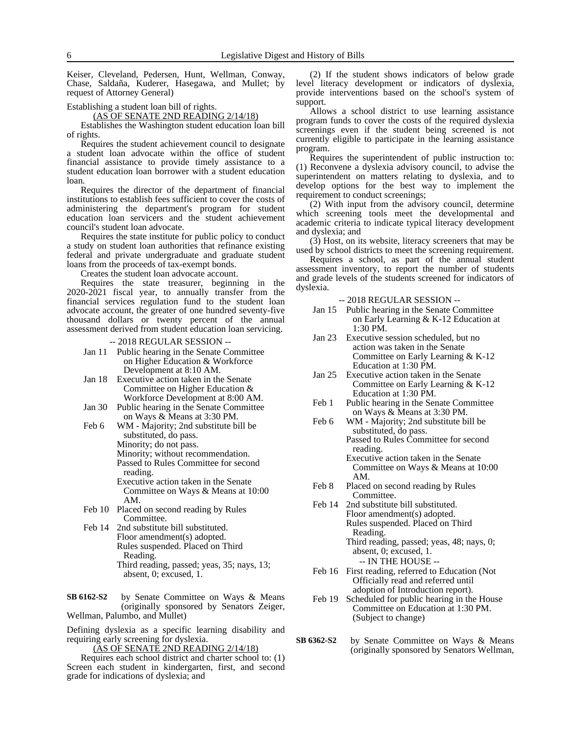Keiser, Cleveland, Pedersen, Hunt, Wellman, Conway, Chase, Saldaña, Kuderer, Hasegawa, and Mullet; by request of Attorney General)

Establishing a student loan bill of rights.

(AS OF SENATE 2ND READING 2/14/18)

Establishes the Washington student education loan bill of rights.

Requires the student achievement council to designate a student loan advocate within the office of student financial assistance to provide timely assistance to a student education loan borrower with a student education loan.

Requires the director of the department of financial institutions to establish fees sufficient to cover the costs of administering the department's program for student education loan servicers and the student achievement council's student loan advocate.

Requires the state institute for public policy to conduct a study on student loan authorities that refinance existing federal and private undergraduate and graduate student loans from the proceeds of tax-exempt bonds.

Creates the student loan advocate account.

Requires the state treasurer, beginning in the 2020-2021 fiscal year, to annually transfer from the financial services regulation fund to the student loan advocate account, the greater of one hundred seventy-five thousand dollars or twenty percent of the annual assessment derived from student education loan servicing.

-- 2018 REGULAR SESSION --

Jan 11 Public hearing in the Senate Committee on Higher Education & Workforce Development at 8:10 AM.

Jan 18 Executive action taken in the Senate Committee on Higher Education & Workforce Development at 8:00 AM.

Jan 30 Public hearing in the Senate Committee on Ways & Means at 3:30 PM.

Feb 6 WM - Majority; 2nd substitute bill be substituted, do pass.
Minority; do not pass.
Minority; without recommendation.
Passed to Rules Committee for second reading.
Executive action taken in the Senate Committee on Ways & Means at 10:00 AM.

Feb 10 Placed on second reading by Rules Committee.

Feb 14 2nd substitute bill substituted.
Floor amendment(s) adopted.
Rules suspended. Placed on Third Reading.
Third reading, passed; yeas, 35; nays, 13; absent, 0; excused, 1.

**SB 6162-S2** by Senate Committee on Ways & Means (originally sponsored by Senators Zeiger, Wellman, Palumbo, and Mullet)

Defining dyslexia as a specific learning disability and requiring early screening for dyslexia.

(AS OF SENATE 2ND READING 2/14/18)

Requires each school district and charter school to: (1) Screen each student in kindergarten, first, and second grade for indications of dyslexia; and

(2) If the student shows indicators of below grade level literacy development or indicators of dyslexia, provide interventions based on the school's system of support.

Allows a school district to use learning assistance program funds to cover the costs of the required dyslexia screenings even if the student being screened is not currently eligible to participate in the learning assistance program.

Requires the superintendent of public instruction to: (1) Reconvene a dyslexia advisory council, to advise the superintendent on matters relating to dyslexia, and to develop options for the best way to implement the requirement to conduct screenings;

(2) With input from the advisory council, determine which screening tools meet the developmental and academic criteria to indicate typical literacy development and dyslexia; and

(3) Host, on its website, literacy screeners that may be used by school districts to meet the screening requirement.

Requires a school, as part of the annual student assessment inventory, to report the number of students and grade levels of the students screened for indicators of dyslexia.

-- 2018 REGULAR SESSION --

Jan 15 Public hearing in the Senate Committee on Early Learning & K-12 Education at 1:30 PM.

Jan 23 Executive session scheduled, but no action was taken in the Senate Committee on Early Learning & K-12 Education at 1:30 PM.

Jan 25 Executive action taken in the Senate Committee on Early Learning & K-12 Education at 1:30 PM.

Feb 1 Public hearing in the Senate Committee on Ways & Means at 3:30 PM.

Feb 6 WM - Majority; 2nd substitute bill be substituted, do pass.
Passed to Rules Committee for second reading.
Executive action taken in the Senate Committee on Ways & Means at 10:00 AM.

Feb 8 Placed on second reading by Rules Committee.

Feb 14 2nd substitute bill substituted.
Floor amendment(s) adopted.
Rules suspended. Placed on Third Reading.
Third reading, passed; yeas, 48; nays, 0; absent, 0; excused, 1.

-- IN THE HOUSE --

Feb 16 First reading, referred to Education (Not Officially read and referred until adoption of Introduction report).

Feb 19 Scheduled for public hearing in the House Committee on Education at 1:30 PM. (Subject to change)

**SB 6362-S2** by Senate Committee on Ways & Means (originally sponsored by Senators Wellman,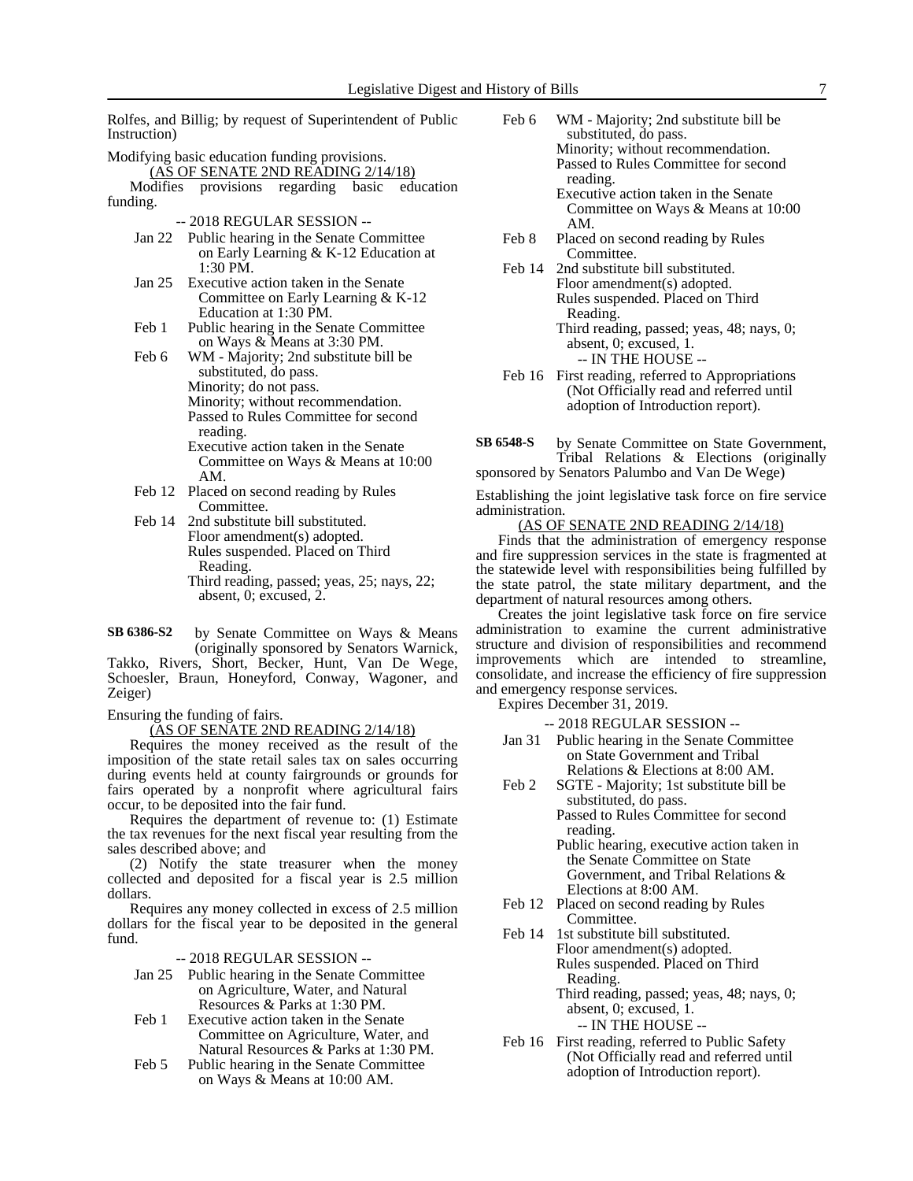Rolfes, and Billig; by request of Superintendent of Public Instruction)

Modifying basic education funding provisions.

(AS OF SENATE 2ND READING 2/14/18)

Modifies provisions regarding basic education funding.

-- 2018 REGULAR SESSION --

- Jan 22 Public hearing in the Senate Committee on Early Learning & K-12 Education at 1:30 PM.
- Jan 25 Executive action taken in the Senate Committee on Early Learning & K-12 Education at 1:30 PM.
- Feb 1 Public hearing in the Senate Committee on Ways & Means at 3:30 PM.
- Feb 6 WM - Majority; 2nd substitute bill be substituted, do pass.
  Minority; do not pass.
  Minority; without recommendation.
  Passed to Rules Committee for second reading.
  Executive action taken in the Senate Committee on Ways & Means at 10:00 AM.
- Feb 12 Placed on second reading by Rules Committee.
- Feb 14 2nd substitute bill substituted.
  Floor amendment(s) adopted.
  Rules suspended. Placed on Third Reading.
  Third reading, passed; yeas, 25; nays, 22; absent, 0; excused, 2.

**SB 6386-S2** by Senate Committee on Ways & Means (originally sponsored by Senators Warnick, Takko, Rivers, Short, Becker, Hunt, Van De Wege, Schoesler, Braun, Honeyford, Conway, Wagoner, and Zeiger)

Ensuring the funding of fairs.

(AS OF SENATE 2ND READING 2/14/18)

Requires the money received as the result of the imposition of the state retail sales tax on sales occurring during events held at county fairgrounds or grounds for fairs operated by a nonprofit where agricultural fairs occur, to be deposited into the fair fund.

Requires the department of revenue to: (1) Estimate the tax revenues for the next fiscal year resulting from the sales described above; and

(2) Notify the state treasurer when the money collected and deposited for a fiscal year is 2.5 million dollars.

Requires any money collected in excess of 2.5 million dollars for the fiscal year to be deposited in the general fund.

-- 2018 REGULAR SESSION --

- Jan 25 Public hearing in the Senate Committee on Agriculture, Water, and Natural Resources & Parks at 1:30 PM.
- Feb 1 Executive action taken in the Senate Committee on Agriculture, Water, and Natural Resources & Parks at 1:30 PM.
- Feb 5 Public hearing in the Senate Committee on Ways & Means at 10:00 AM.
- Feb 6 WM - Majority; 2nd substitute bill be substituted, do pass.
  Minority; without recommendation.
  Passed to Rules Committee for second reading.
  Executive action taken in the Senate Committee on Ways & Means at 10:00 AM.
- Feb 8 Placed on second reading by Rules Committee.
- Feb 14 2nd substitute bill substituted.
  Floor amendment(s) adopted.
  Rules suspended. Placed on Third Reading.
  Third reading, passed; yeas, 48; nays, 0; absent, 0; excused, 1.

-- IN THE HOUSE --

- Feb 16 First reading, referred to Appropriations (Not Officially read and referred until adoption of Introduction report).

**SB 6548-S** by Senate Committee on State Government, Tribal Relations & Elections (originally sponsored by Senators Palumbo and Van De Wege)

Establishing the joint legislative task force on fire service administration.

(AS OF SENATE 2ND READING 2/14/18)

Finds that the administration of emergency response and fire suppression services in the state is fragmented at the statewide level with responsibilities being fulfilled by the state patrol, the state military department, and the department of natural resources among others.

Creates the joint legislative task force on fire service administration to examine the current administrative structure and division of responsibilities and recommend improvements which are intended to streamline, consolidate, and increase the efficiency of fire suppression and emergency response services.

Expires December 31, 2019.

-- 2018 REGULAR SESSION --

- Jan 31 Public hearing in the Senate Committee on State Government and Tribal Relations & Elections at 8:00 AM.
- Feb 2 SGTE - Majority; 1st substitute bill be substituted, do pass.
  Passed to Rules Committee for second reading.
  Public hearing, executive action taken in the Senate Committee on State Government, and Tribal Relations & Elections at 8:00 AM.
- Feb 12 Placed on second reading by Rules Committee.
- Feb 14 1st substitute bill substituted.
  Floor amendment(s) adopted.
  Rules suspended. Placed on Third Reading.
  Third reading, passed; yeas, 48; nays, 0; absent, 0; excused, 1.

-- IN THE HOUSE --

- Feb 16 First reading, referred to Public Safety (Not Officially read and referred until adoption of Introduction report).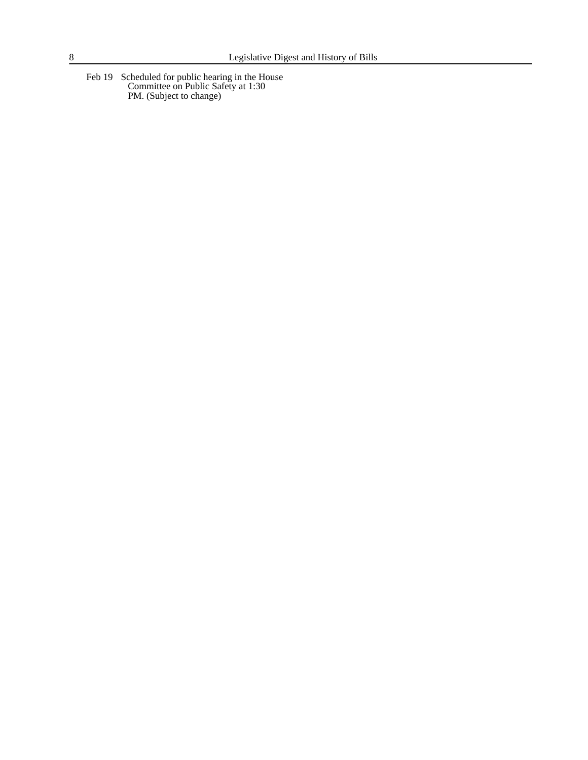Feb 19 Scheduled for public hearing in the House Committee on Public Safety at 1:30 PM. (Subject to change)